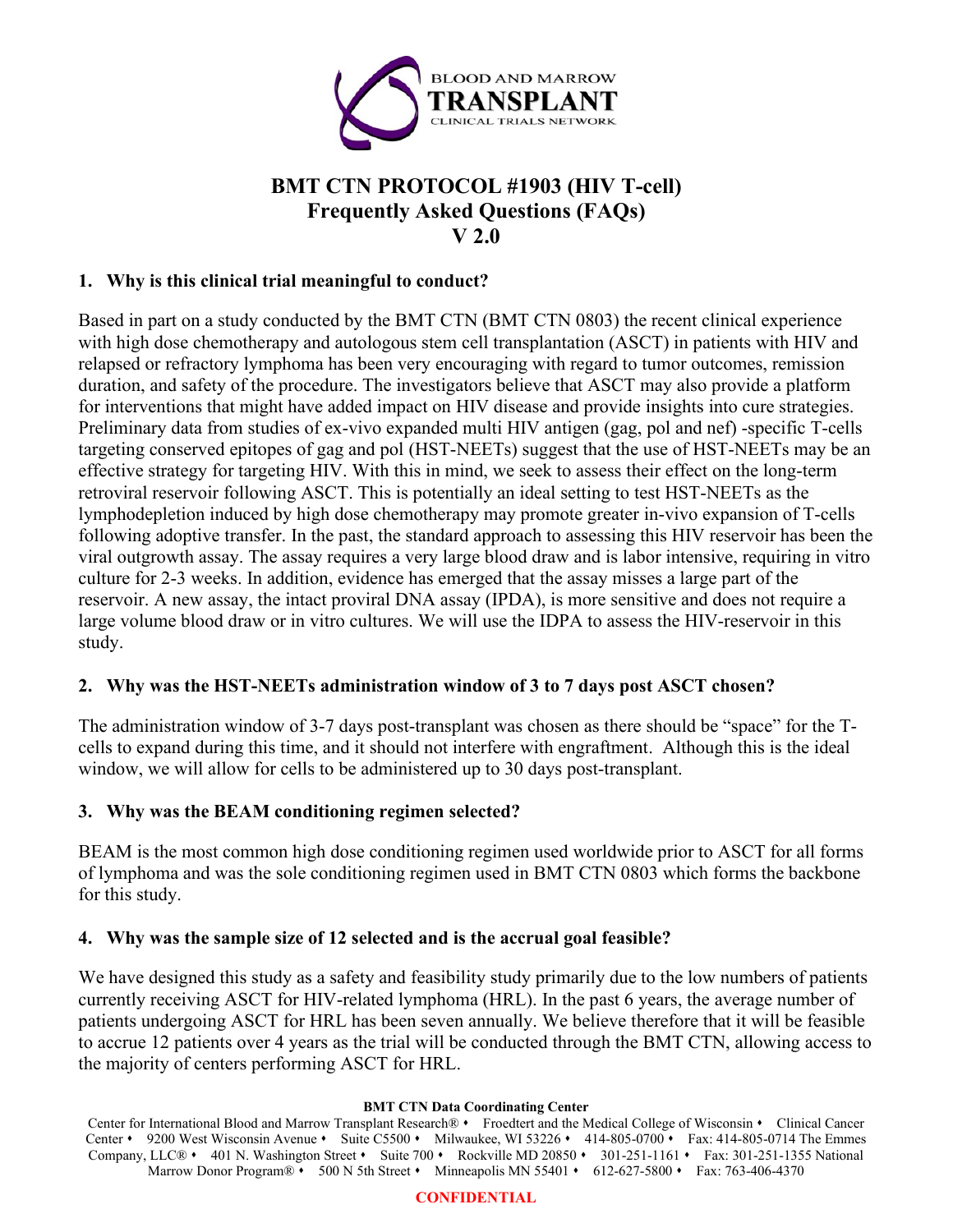# BMT CTN PROTOCOL #1903 (HIV T-cell) Frequently Asked Questions (FAQs) V 2.0

## 1. Why is this clinical trial meaningful to conduct?

Based in part on a study conducted by the BMT CTN (BMT CTN 0803) the recent clinical experience with high dose chemotherapy and autologous stem cell transplantation (ASCT) in patients with HIV and relapsed or refractory lymphoma has been very encouraging with regard to tumor outcomes, remission duration, and safety of the procedure. The investigators believe that ASCT may also provide a platform for interventions that might have added impact on HIV disease and provide insights into cure strategies. Preliminary data from studies of ex-vivo expanded multi HIV antigen (gag, pol and nef) -specific T-cells targeting conserved epitopes of gag and pol (HST-NEETs) suggest that the use of HST-NEETs may be an effective strategy for targeting HIV. With this in mind, we seek to assess their effect on the long-term retroviral reservoir following ASCT. This is potentially an ideal setting to test HST-NEETs as the lymphodepletion induced by high dose chemotherapy may promote greater in-vivo expansion of T-cells following adoptive transfer. In the past, the standard approach to assessing this HIV reservoir has been the viral outgrowth assay. The assay requires a very large blood draw and is labor intensive, requiring in vitro culture for 2-3 weeks. In addition, evidence has emerged that the assay misses a large part of the reservoir. A new assay, the intact proviral DNA assay (IPDA), is more sensitive and does not require a large volume blood draw or in vitro cultures. We will use the IDPA to assess the HIV-reservoir in this study.

## 2. Why was the HST-NEETs administration window of 3 to 7 days post ASCT chosen?

The administration window of 3-7 days post-transplant was chosen as there should be "space" for the T-cells to expand during this time, and it should not interfere with engraftment. Although this is the ideal window, we will allow for cells to be administered up to 30 days post-transplant.

## 3. Why was the BEAM conditioning regimen selected?

BEAM is the most common high dose conditioning regimen used worldwide prior to ASCT for all forms of lymphoma and was the sole conditioning regimen used in BMT CTN 0803 which forms the backbone for this study.

## 4. Why was the sample size of 12 selected and is the accrual goal feasible?

We have designed this study as a safety and feasibility study primarily due to the low numbers of patients currently receiving ASCT for HIV-related lymphoma (HRL). In the past 6 years, the average number of patients undergoing ASCT for HRL has been seven annually. We believe therefore that it will be feasible to accrue 12 patients over 4 years as the trial will be conducted through the BMT CTN, allowing access to the majority of centers performing ASCT for HRL.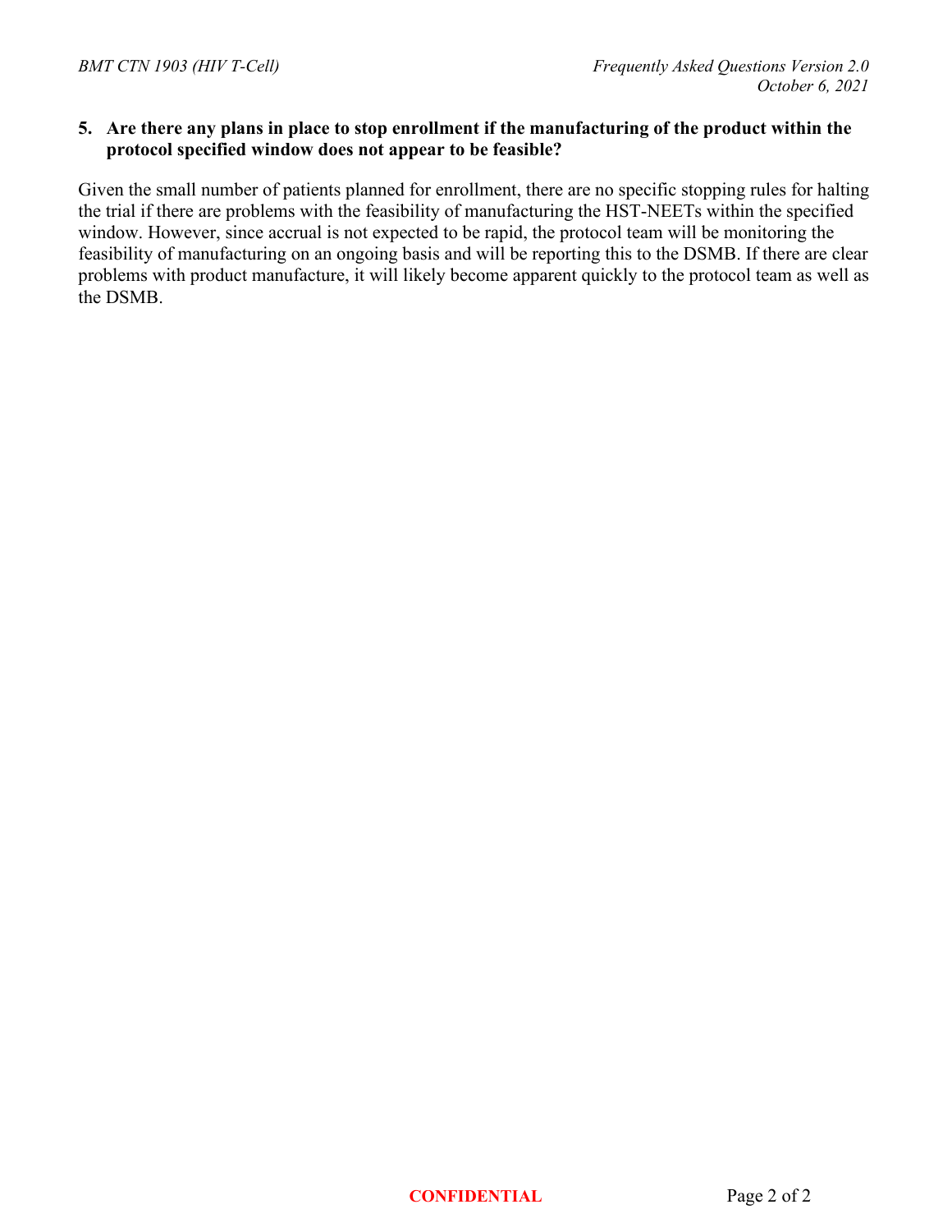**5. Are there any plans in place to stop enrollment if the manufacturing of the product within the protocol specified window does not appear to be feasible?**

Given the small number of patients planned for enrollment, there are no specific stopping rules for halting the trial if there are problems with the feasibility of manufacturing the HST-NEETs within the specified window. However, since accrual is not expected to be rapid, the protocol team will be monitoring the feasibility of manufacturing on an ongoing basis and will be reporting this to the DSMB. If there are clear problems with product manufacture, it will likely become apparent quickly to the protocol team as well as the DSMB.